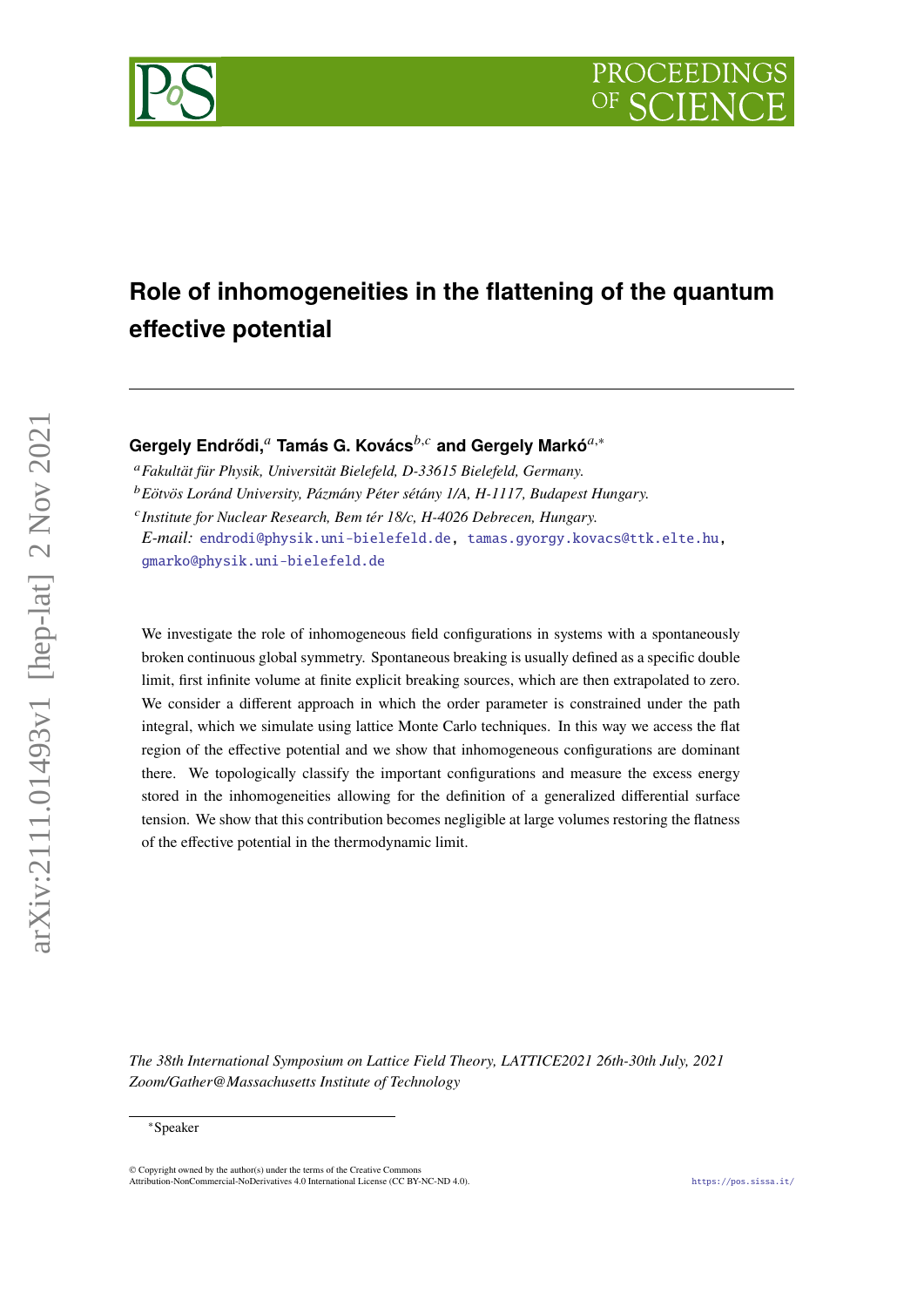# Role of inhomogeneities in the flattening of the quantum effective potential

**Gergely Endrődi,**[a] **Tamás G. Kovács**[b,c] **and Gergely Markó**[a,*]

[a] *Fakultät für Physik, Universität Bielefeld, D-33615 Bielefeld, Germany.*

[b] *Eötvös Loránd University, Pázmány Péter sétány 1/A, H-1117, Budapest Hungary.*

[c] *Institute for Nuclear Research, Bem tér 18/c, H-4026 Debrecen, Hungary.*

*E-mail:* endrodi@physik.uni-bielefeld.de, tamas.gyorgy.kovacs@ttk.elte.hu, gmarko@physik.uni-bielefeld.de

We investigate the role of inhomogeneous field configurations in systems with a spontaneously broken continuous global symmetry. Spontaneous breaking is usually defined as a specific double limit, first infinite volume at finite explicit breaking sources, which are then extrapolated to zero. We consider a different approach in which the order parameter is constrained under the path integral, which we simulate using lattice Monte Carlo techniques. In this way we access the flat region of the effective potential and we show that inhomogeneous configurations are dominant there. We topologically classify the important configurations and measure the excess energy stored in the inhomogeneities allowing for the definition of a generalized differential surface tension. We show that this contribution becomes negligible at large volumes restoring the flatness of the effective potential in the thermodynamic limit.

*The 38th International Symposium on Lattice Field Theory, LATTICE2021 26th-30th July, 2021 Zoom/Gather@Massachusetts Institute of Technology*

[*] Speaker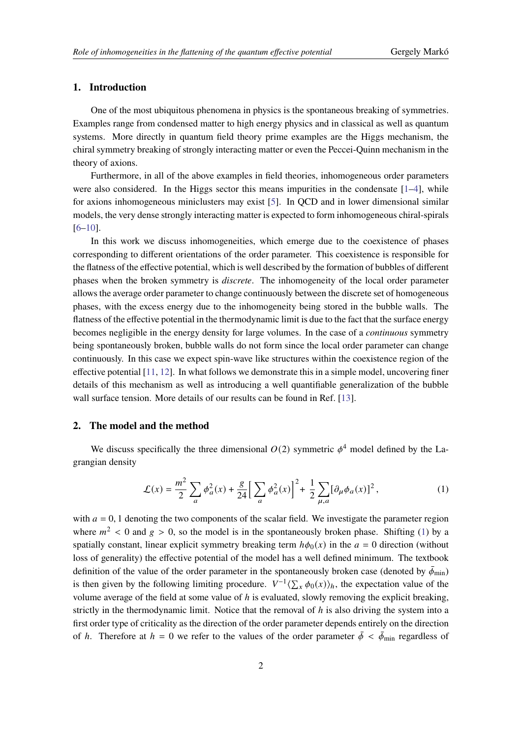## 1. Introduction

One of the most ubiquitous phenomena in physics is the spontaneous breaking of symmetries. Examples range from condensed matter to high energy physics and in classical as well as quantum systems. More directly in quantum field theory prime examples are the Higgs mechanism, the chiral symmetry breaking of strongly interacting matter or even the Peccei-Quinn mechanism in the theory of axions.

Furthermore, in all of the above examples in field theories, inhomogeneous order parameters were also considered. In the Higgs sector this means impurities in the condensate [1–4], while for axions inhomogeneous miniclusters may exist [5]. In QCD and in lower dimensional similar models, the very dense strongly interacting matter is expected to form inhomogeneous chiral-spirals [6–10].

In this work we discuss inhomogeneities, which emerge due to the coexistence of phases corresponding to different orientations of the order parameter. This coexistence is responsible for the flatness of the effective potential, which is well described by the formation of bubbles of different phases when the broken symmetry is *discrete*. The inhomogeneity of the local order parameter allows the average order parameter to change continuously between the discrete set of homogeneous phases, with the excess energy due to the inhomogeneity being stored in the bubble walls. The flatness of the effective potential in the thermodynamic limit is due to the fact that the surface energy becomes negligible in the energy density for large volumes. In the case of a *continuous* symmetry being spontaneously broken, bubble walls do not form since the local order parameter can change continuously. In this case we expect spin-wave like structures within the coexistence region of the effective potential [11, 12]. In what follows we demonstrate this in a simple model, uncovering finer details of this mechanism as well as introducing a well quantifiable generalization of the bubble wall surface tension. More details of our results can be found in Ref. [13].

## 2. The model and the method

We discuss specifically the three dimensional $O(2)$ symmetric $\phi^4$ model defined by the Lagrangian density

$$\mathcal{L}(x) = \frac{m^2}{2}\sum_a \phi_a^2(x) + \frac{g}{24}\Big[\sum_a \phi_a^2(x)\Big]^2 + \frac{1}{2}\sum_{\mu,a}[\partial_\mu \phi_a(x)]^2\,, \tag{1}$$

with $a = 0, 1$ denoting the two components of the scalar field. We investigate the parameter region where $m^2 < 0$ and $g > 0$, so the model is in the spontaneously broken phase. Shifting (1) by a spatially constant, linear explicit symmetry breaking term $h\phi_0(x)$ in the $a = 0$ direction (without loss of generality) the effective potential of the model has a well defined minimum. The textbook definition of the value of the order parameter in the spontaneously broken case (denoted by $\bar{\phi}_{\rm min}$) is then given by the following limiting procedure. $V^{-1}\langle\sum_x \phi_0(x)\rangle_h$, the expectation value of the volume average of the field at some value of $h$ is evaluated, slowly removing the explicit breaking, strictly in the thermodynamic limit. Notice that the removal of $h$ is also driving the system into a first order type of criticality as the direction of the order parameter depends entirely on the direction of $h$. Therefore at $h = 0$ we refer to the values of the order parameter $\bar{\phi} < \bar{\phi}_{\rm min}$ regardless of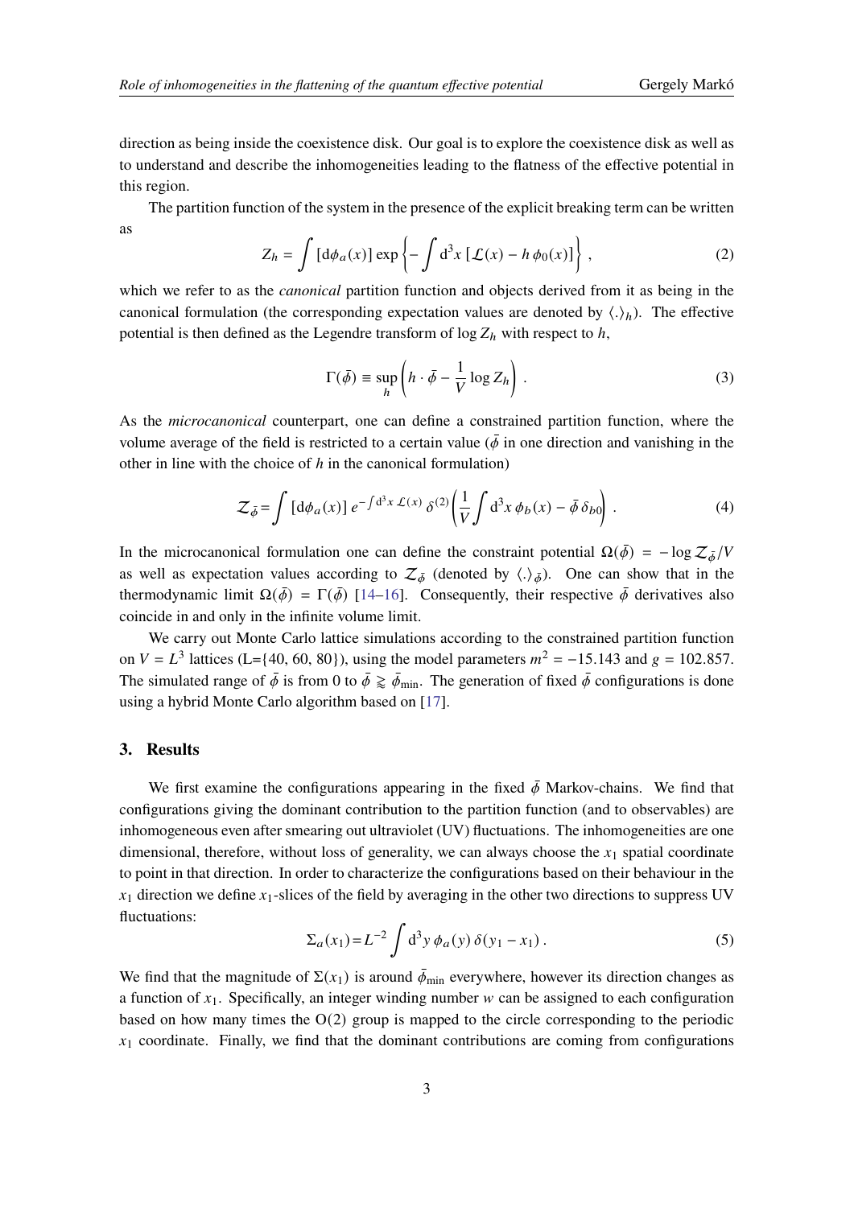direction as being inside the coexistence disk. Our goal is to explore the coexistence disk as well as to understand and describe the inhomogeneities leading to the flatness of the effective potential in this region.

The partition function of the system in the presence of the explicit breaking term can be written as

$$Z_h = \int [\mathrm{d}\phi_a(x)] \exp\left\{-\int \mathrm{d}^3x\, [\mathcal{L}(x) - h\,\phi_0(x)]\right\}, \tag{2}$$

which we refer to as the *canonical* partition function and objects derived from it as being in the canonical formulation (the corresponding expectation values are denoted by $\langle.\rangle_h$). The effective potential is then defined as the Legendre transform of $\log Z_h$ with respect to $h$,

$$\Gamma(\bar{\phi}) \equiv \sup_h \left(h \cdot \bar{\phi} - \frac{1}{V}\log Z_h\right). \tag{3}$$

As the *microcanonical* counterpart, one can define a constrained partition function, where the volume average of the field is restricted to a certain value ($\bar{\phi}$ in one direction and vanishing in the other in line with the choice of $h$ in the canonical formulation)

$$\mathcal{Z}_{\bar{\phi}} = \int [\mathrm{d}\phi_a(x)]\, e^{-\int \mathrm{d}^3x\, \mathcal{L}(x)}\, \delta^{(2)}\!\left(\frac{1}{V}\int \mathrm{d}^3x\, \phi_b(x) - \bar{\phi}\,\delta_{b0}\right). \tag{4}$$

In the microcanonical formulation one can define the constraint potential $\Omega(\bar{\phi}) = -\log \mathcal{Z}_{\bar{\phi}}/V$ as well as expectation values according to $\mathcal{Z}_{\bar{\phi}}$ (denoted by $\langle.\rangle_{\bar{\phi}}$). One can show that in the thermodynamic limit $\Omega(\bar{\phi}) = \Gamma(\bar{\phi})$ [14–16]. Consequently, their respective $\bar{\phi}$ derivatives also coincide in and only in the infinite volume limit.

We carry out Monte Carlo lattice simulations according to the constrained partition function on $V = L^3$ lattices (L={40, 60, 80}), using the model parameters $m^2 = -15.143$ and $g = 102.857$. The simulated range of $\bar{\phi}$ is from 0 to $\bar{\phi} \gtrapprox \bar{\phi}_{\mathrm{min}}$. The generation of fixed $\bar{\phi}$ configurations is done using a hybrid Monte Carlo algorithm based on [17].

## 3. Results

We first examine the configurations appearing in the fixed $\bar{\phi}$ Markov-chains. We find that configurations giving the dominant contribution to the partition function (and to observables) are inhomogeneous even after smearing out ultraviolet (UV) fluctuations. The inhomogeneities are one dimensional, therefore, without loss of generality, we can always choose the $x_1$ spatial coordinate to point in that direction. In order to characterize the configurations based on their behaviour in the $x_1$ direction we define $x_1$-slices of the field by averaging in the other two directions to suppress UV fluctuations:

$$\Sigma_a(x_1) = L^{-2}\int \mathrm{d}^3y\, \phi_a(y)\, \delta(y_1 - x_1). \tag{5}$$

We find that the magnitude of $\Sigma(x_1)$ is around $\bar{\phi}_{\mathrm{min}}$ everywhere, however its direction changes as a function of $x_1$. Specifically, an integer winding number $w$ can be assigned to each configuration based on how many times the O(2) group is mapped to the circle corresponding to the periodic $x_1$ coordinate. Finally, we find that the dominant contributions are coming from configurations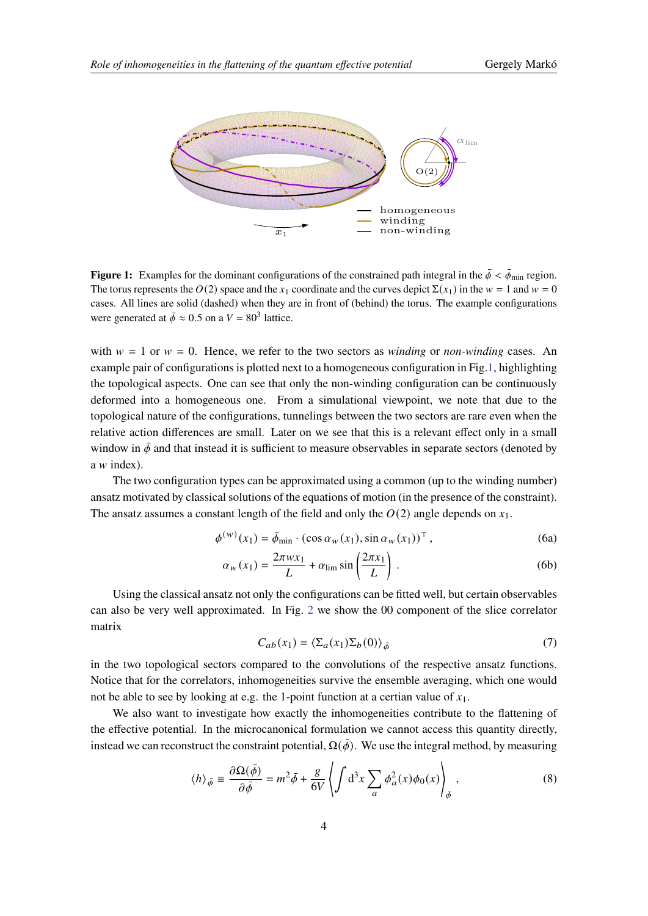**Figure 1:** Examples for the dominant configurations of the constrained path integral in the $\bar{\phi} < \bar{\phi}_{\rm min}$ region. The torus represents the $O(2)$ space and the $x_1$ coordinate and the curves depict $\Sigma(x_1)$ in the $w = 1$ and $w = 0$ cases. All lines are solid (dashed) when they are in front of (behind) the torus. The example configurations were generated at $\bar{\phi} \approx 0.5$ on a $V = 80^3$ lattice.

with $w = 1$ or $w = 0$. Hence, we refer to the two sectors as *winding* or *non-winding* cases. An example pair of configurations is plotted next to a homogeneous configuration in Fig.1, highlighting the topological aspects. One can see that only the non-winding configuration can be continuously deformed into a homogeneous one. From a simulational viewpoint, we note that due to the topological nature of the configurations, tunnelings between the two sectors are rare even when the relative action differences are small. Later on we see that this is a relevant effect only in a small window in $\bar{\phi}$ and that instead it is sufficient to measure observables in separate sectors (denoted by a $w$ index).

The two configuration types can be approximated using a common (up to the winding number) ansatz motivated by classical solutions of the equations of motion (in the presence of the constraint). The ansatz assumes a constant length of the field and only the $O(2)$ angle depends on $x_1$.

$$\phi^{(w)}(x_1) = \bar{\phi}_{\rm min} \cdot (\cos\alpha_w(x_1), \sin\alpha_w(x_1))^\top , \tag{6a}$$

$$\alpha_w(x_1) = \frac{2\pi w x_1}{L} + \alpha_{\rm lim} \sin\left(\frac{2\pi x_1}{L}\right) . \tag{6b}$$

Using the classical ansatz not only the configurations can be fitted well, but certain observables can also be very well approximated. In Fig. 2 we show the 00 component of the slice correlator matrix

$$C_{ab}(x_1) = \langle \Sigma_a(x_1)\Sigma_b(0)\rangle_{\bar{\phi}} \tag{7}$$

in the two topological sectors compared to the convolutions of the respective ansatz functions. Notice that for the correlators, inhomogeneities survive the ensemble averaging, which one would not be able to see by looking at e.g. the 1-point function at a certian value of $x_1$.

We also want to investigate how exactly the inhomogeneities contribute to the flattening of the effective potential. In the microcanonical formulation we cannot access this quantity directly, instead we can reconstruct the constraint potential, $\Omega(\bar{\phi})$. We use the integral method, by measuring

$$\langle h\rangle_{\bar{\phi}} \equiv \frac{\partial\Omega(\bar{\phi})}{\partial\bar{\phi}} = m^2\bar{\phi} + \frac{g}{6V}\left\langle \int {\rm d}^3x \sum_a \phi_a^2(x)\phi_0(x)\right\rangle_{\bar{\phi}} , \tag{8}$$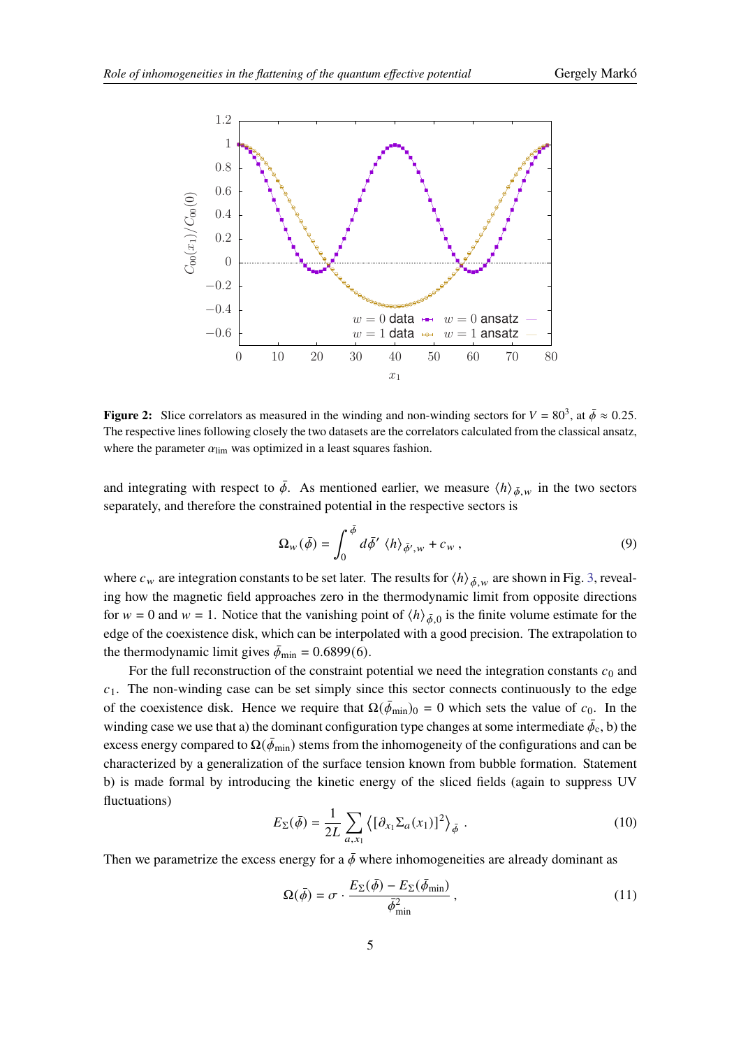**Figure 2:** Slice correlators as measured in the winding and non-winding sectors for $V = 80^3$, at $\bar{\phi} \approx 0.25$. The respective lines following closely the two datasets are the correlators calculated from the classical ansatz, where the parameter $\alpha_{\text{lim}}$ was optimized in a least squares fashion.

and integrating with respect to $\bar{\phi}$. As mentioned earlier, we measure $\langle h \rangle_{\bar{\phi},w}$ in the two sectors separately, and therefore the constrained potential in the respective sectors is

$$\Omega_w(\bar{\phi}) = \int_0^{\bar{\phi}} d\bar{\phi}' \, \langle h \rangle_{\bar{\phi}',w} + c_w \,, \tag{9}$$

where $c_w$ are integration constants to be set later. The results for $\langle h \rangle_{\bar{\phi},w}$ are shown in Fig. 3, revealing how the magnetic field approaches zero in the thermodynamic limit from opposite directions for $w = 0$ and $w = 1$. Notice that the vanishing point of $\langle h \rangle_{\bar{\phi},0}$ is the finite volume estimate for the edge of the coexistence disk, which can be interpolated with a good precision. The extrapolation to the thermodynamic limit gives $\bar{\phi}_{\text{min}} = 0.6899(6)$.

For the full reconstruction of the constraint potential we need the integration constants $c_0$ and $c_1$. The non-winding case can be set simply since this sector connects continuously to the edge of the coexistence disk. Hence we require that $\Omega(\bar{\phi}_{\text{min}})_0 = 0$ which sets the value of $c_0$. In the winding case we use that a) the dominant configuration type changes at some intermediate $\bar{\phi}_c$, b) the excess energy compared to $\Omega(\bar{\phi}_{\text{min}})$ stems from the inhomogeneity of the configurations and can be characterized by a generalization of the surface tension known from bubble formation. Statement b) is made formal by introducing the kinetic energy of the sliced fields (again to suppress UV fluctuations)

$$E_\Sigma(\bar{\phi}) = \frac{1}{2L} \sum_{a,x_1} \left\langle [\partial_{x_1} \Sigma_a(x_1)]^2 \right\rangle_{\bar{\phi}} \,. \tag{10}$$

Then we parametrize the excess energy for a $\bar{\phi}$ where inhomogeneities are already dominant as

$$\Omega(\bar{\phi}) = \sigma \cdot \frac{E_\Sigma(\bar{\phi}) - E_\Sigma(\bar{\phi}_{\text{min}})}{\bar{\phi}^2_{\text{min}}} \,, \tag{11}$$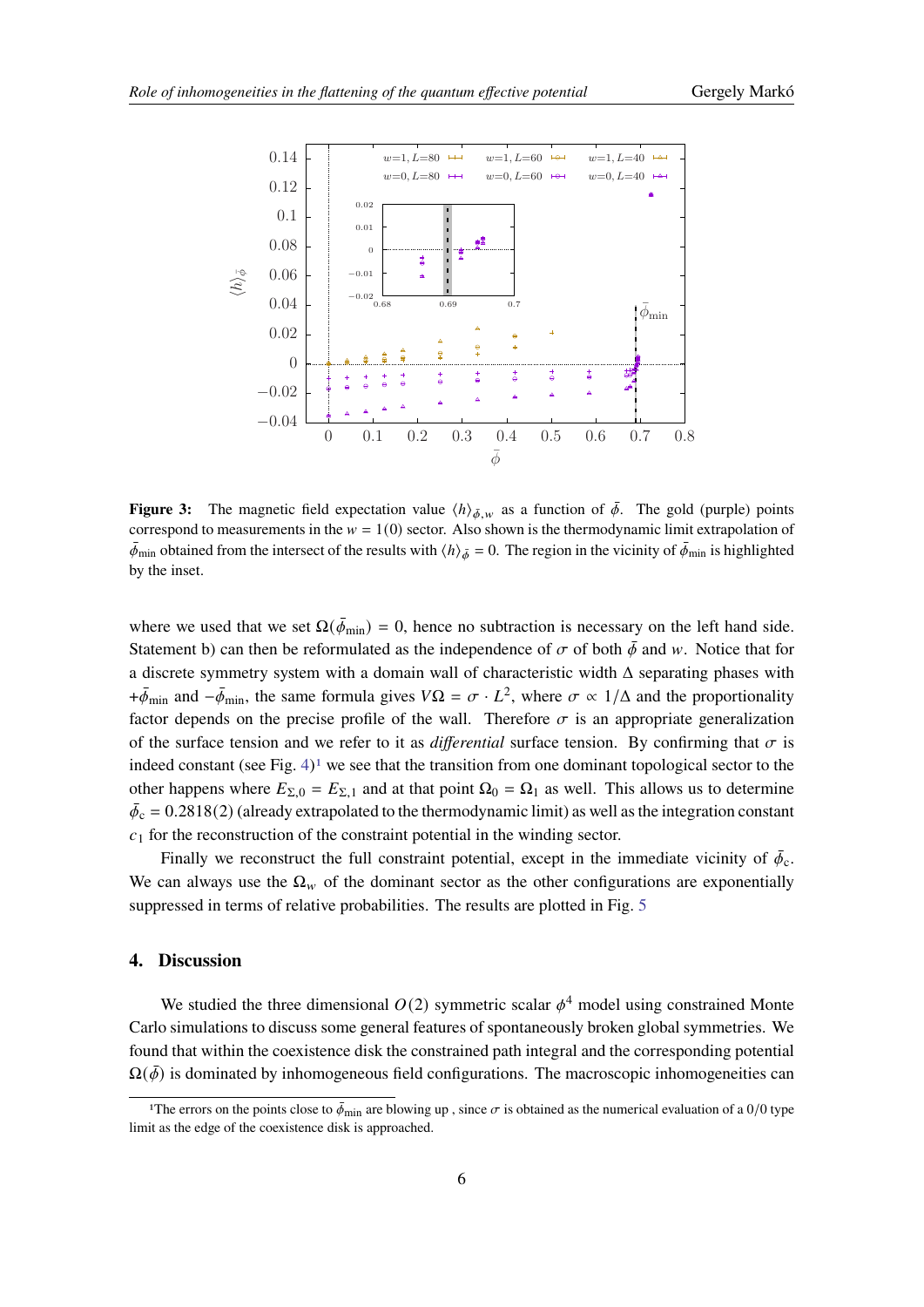**Figure 3:** The magnetic field expectation value $\langle h \rangle_{\bar{\phi},w}$ as a function of $\bar{\phi}$. The gold (purple) points correspond to measurements in the $w = 1(0)$ sector. Also shown is the thermodynamic limit extrapolation of $\bar{\phi}_{\rm min}$ obtained from the intersect of the results with $\langle h \rangle_{\bar{\phi}} = 0$. The region in the vicinity of $\bar{\phi}_{\rm min}$ is highlighted by the inset.

where we used that we set $\Omega(\bar{\phi}_{\rm min}) = 0$, hence no subtraction is necessary on the left hand side. Statement b) can then be reformulated as the independence of $\sigma$ of both $\bar{\phi}$ and $w$. Notice that for a discrete symmetry system with a domain wall of characteristic width $\Delta$ separating phases with $+\bar{\phi}_{\rm min}$ and $-\bar{\phi}_{\rm min}$, the same formula gives $V\Omega = \sigma \cdot L^2$, where $\sigma \propto 1/\Delta$ and the proportionality factor depends on the precise profile of the wall. Therefore $\sigma$ is an appropriate generalization of the surface tension and we refer to it as *differential* surface tension. By confirming that $\sigma$ is indeed constant (see Fig. 4)[1] we see that the transition from one dominant topological sector to the other happens where $E_{\Sigma,0} = E_{\Sigma,1}$ and at that point $\Omega_0 = \Omega_1$ as well. This allows us to determine $\bar{\phi}_{\rm c} = 0.2818(2)$ (already extrapolated to the thermodynamic limit) as well as the integration constant $c_1$ for the reconstruction of the constraint potential in the winding sector.

Finally we reconstruct the full constraint potential, except in the immediate vicinity of $\bar{\phi}_{\rm c}$. We can always use the $\Omega_w$ of the dominant sector as the other configurations are exponentially suppressed in terms of relative probabilities. The results are plotted in Fig. 5

## 4. Discussion

We studied the three dimensional $O(2)$ symmetric scalar $\phi^4$ model using constrained Monte Carlo simulations to discuss some general features of spontaneously broken global symmetries. We found that within the coexistence disk the constrained path integral and the corresponding potential $\Omega(\bar{\phi})$ is dominated by inhomogeneous field configurations. The macroscopic inhomogeneities can

[1] The errors on the points close to $\bar{\phi}_{\rm min}$ are blowing up , since $\sigma$ is obtained as the numerical evaluation of a $0/0$ type limit as the edge of the coexistence disk is approached.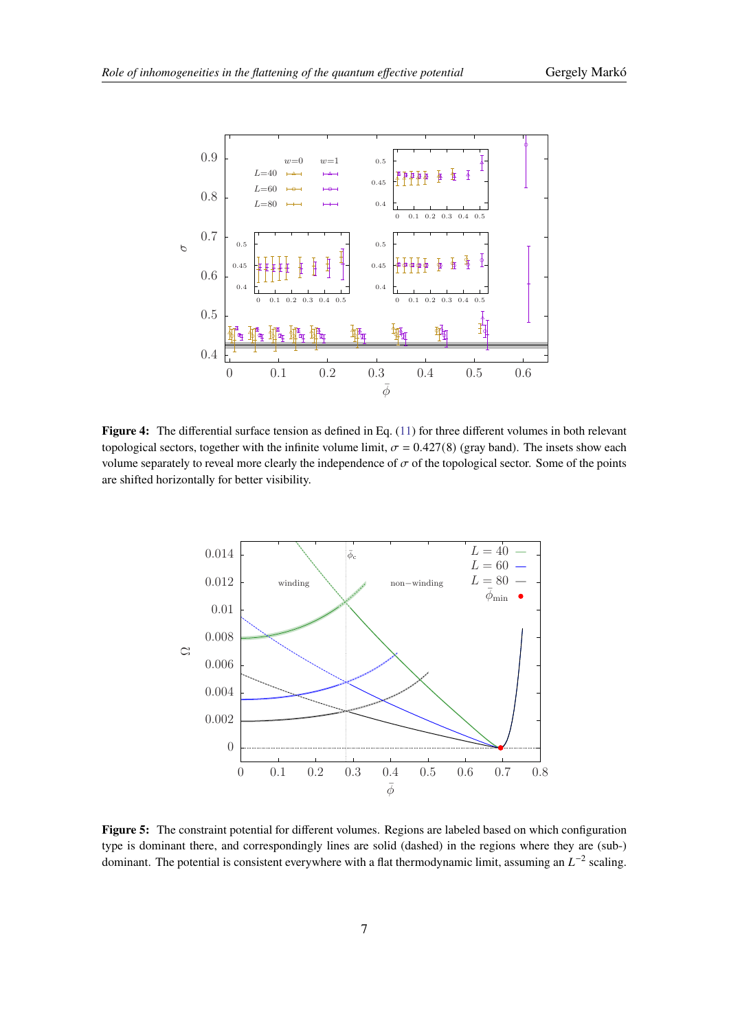**Figure 4:** The differential surface tension as defined in Eq. (11) for three different volumes in both relevant topological sectors, together with the infinite volume limit, $\sigma = 0.427(8)$ (gray band). The insets show each volume separately to reveal more clearly the independence of $\sigma$ of the topological sector. Some of the points are shifted horizontally for better visibility.

**Figure 5:** The constraint potential for different volumes. Regions are labeled based on which configuration type is dominant there, and correspondingly lines are solid (dashed) in the regions where they are (sub-) dominant. The potential is consistent everywhere with a flat thermodynamic limit, assuming an $L^{-2}$ scaling.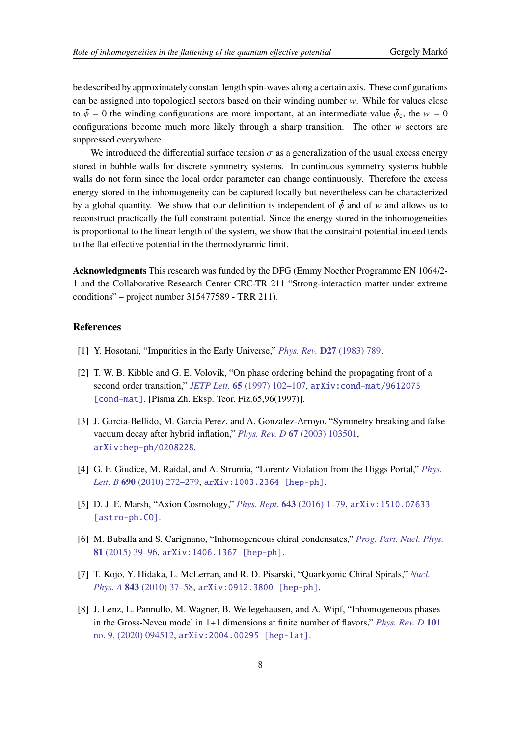be described by approximately constant length spin-waves along a certain axis. These configurations can be assigned into topological sectors based on their winding number $w$. While for values close to $\bar{\phi} = 0$ the winding configurations are more important, at an intermediate value $\bar{\phi}_c$, the $w = 0$ configurations become much more likely through a sharp transition. The other $w$ sectors are suppressed everywhere.

We introduced the differential surface tension $\sigma$ as a generalization of the usual excess energy stored in bubble walls for discrete symmetry systems. In continuous symmetry systems bubble walls do not form since the local order parameter can change continuously. Therefore the excess energy stored in the inhomogeneity can be captured locally but nevertheless can be characterized by a global quantity. We show that our definition is independent of $\bar{\phi}$ and of $w$ and allows us to reconstruct practically the full constraint potential. Since the energy stored in the inhomogeneities is proportional to the linear length of the system, we show that the constraint potential indeed tends to the flat effective potential in the thermodynamic limit.

**Acknowledgments** This research was funded by the DFG (Emmy Noether Programme EN 1064/2-1 and the Collaborative Research Center CRC-TR 211 "Strong-interaction matter under extreme conditions" – project number 315477589 - TRR 211).

## References

[1] Y. Hosotani, "Impurities in the Early Universe," *Phys. Rev.* **D27** (1983) 789.

[2] T. W. B. Kibble and G. E. Volovik, "On phase ordering behind the propagating front of a second order transition," *JETP Lett.* **65** (1997) 102–107, arXiv:cond-mat/9612075 [cond-mat]. [Pisma Zh. Eksp. Teor. Fiz.65,96(1997)].

[3] J. Garcia-Bellido, M. Garcia Perez, and A. Gonzalez-Arroyo, "Symmetry breaking and false vacuum decay after hybrid inflation," *Phys. Rev. D* **67** (2003) 103501, arXiv:hep-ph/0208228.

[4] G. F. Giudice, M. Raidal, and A. Strumia, "Lorentz Violation from the Higgs Portal," *Phys. Lett. B* **690** (2010) 272–279, arXiv:1003.2364 [hep-ph].

[5] D. J. E. Marsh, "Axion Cosmology," *Phys. Rept.* **643** (2016) 1–79, arXiv:1510.07633 [astro-ph.CO].

[6] M. Buballa and S. Carignano, "Inhomogeneous chiral condensates," *Prog. Part. Nucl. Phys.* **81** (2015) 39–96, arXiv:1406.1367 [hep-ph].

[7] T. Kojo, Y. Hidaka, L. McLerran, and R. D. Pisarski, "Quarkyonic Chiral Spirals," *Nucl. Phys. A* **843** (2010) 37–58, arXiv:0912.3800 [hep-ph].

[8] J. Lenz, L. Pannullo, M. Wagner, B. Wellegehausen, and A. Wipf, "Inhomogeneous phases in the Gross-Neveu model in 1+1 dimensions at finite number of flavors," *Phys. Rev. D* **101** no. 9, (2020) 094512, arXiv:2004.00295 [hep-lat].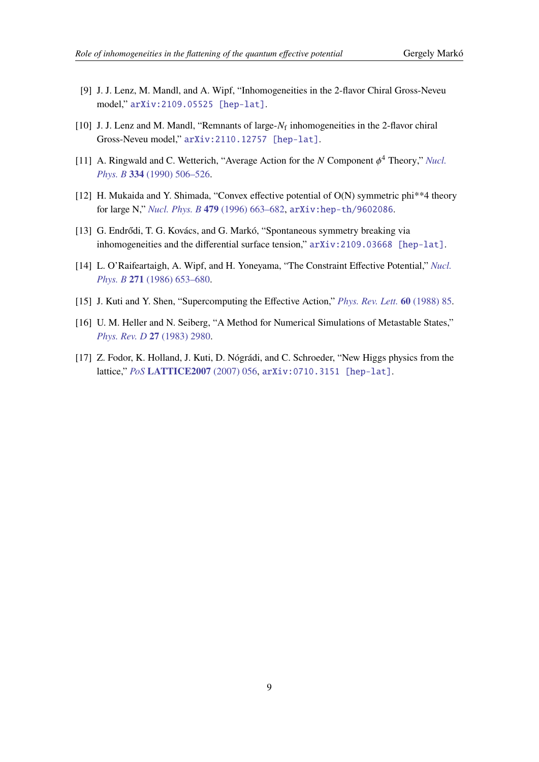[9] J. J. Lenz, M. Mandl, and A. Wipf, "Inhomogeneities in the 2-flavor Chiral Gross-Neveu model," arXiv:2109.05525 [hep-lat].

[10] J. J. Lenz and M. Mandl, "Remnants of large-$N_\mathrm{f}$ inhomogeneities in the 2-flavor chiral Gross-Neveu model," arXiv:2110.12757 [hep-lat].

[11] A. Ringwald and C. Wetterich, "Average Action for the $N$ Component $\phi^4$ Theory," *Nucl. Phys. B* **334** (1990) 506–526.

[12] H. Mukaida and Y. Shimada, "Convex effective potential of O(N) symmetric phi**4 theory for large N," *Nucl. Phys. B* **479** (1996) 663–682, arXiv:hep-th/9602086.

[13] G. Endrődi, T. G. Kovács, and G. Markó, "Spontaneous symmetry breaking via inhomogeneities and the differential surface tension," arXiv:2109.03668 [hep-lat].

[14] L. O'Raifeartaigh, A. Wipf, and H. Yoneyama, "The Constraint Effective Potential," *Nucl. Phys. B* **271** (1986) 653–680.

[15] J. Kuti and Y. Shen, "Supercomputing the Effective Action," *Phys. Rev. Lett.* **60** (1988) 85.

[16] U. M. Heller and N. Seiberg, "A Method for Numerical Simulations of Metastable States," *Phys. Rev. D* **27** (1983) 2980.

[17] Z. Fodor, K. Holland, J. Kuti, D. Nógrádi, and C. Schroeder, "New Higgs physics from the lattice," *PoS* **LATTICE2007** (2007) 056, arXiv:0710.3151 [hep-lat].